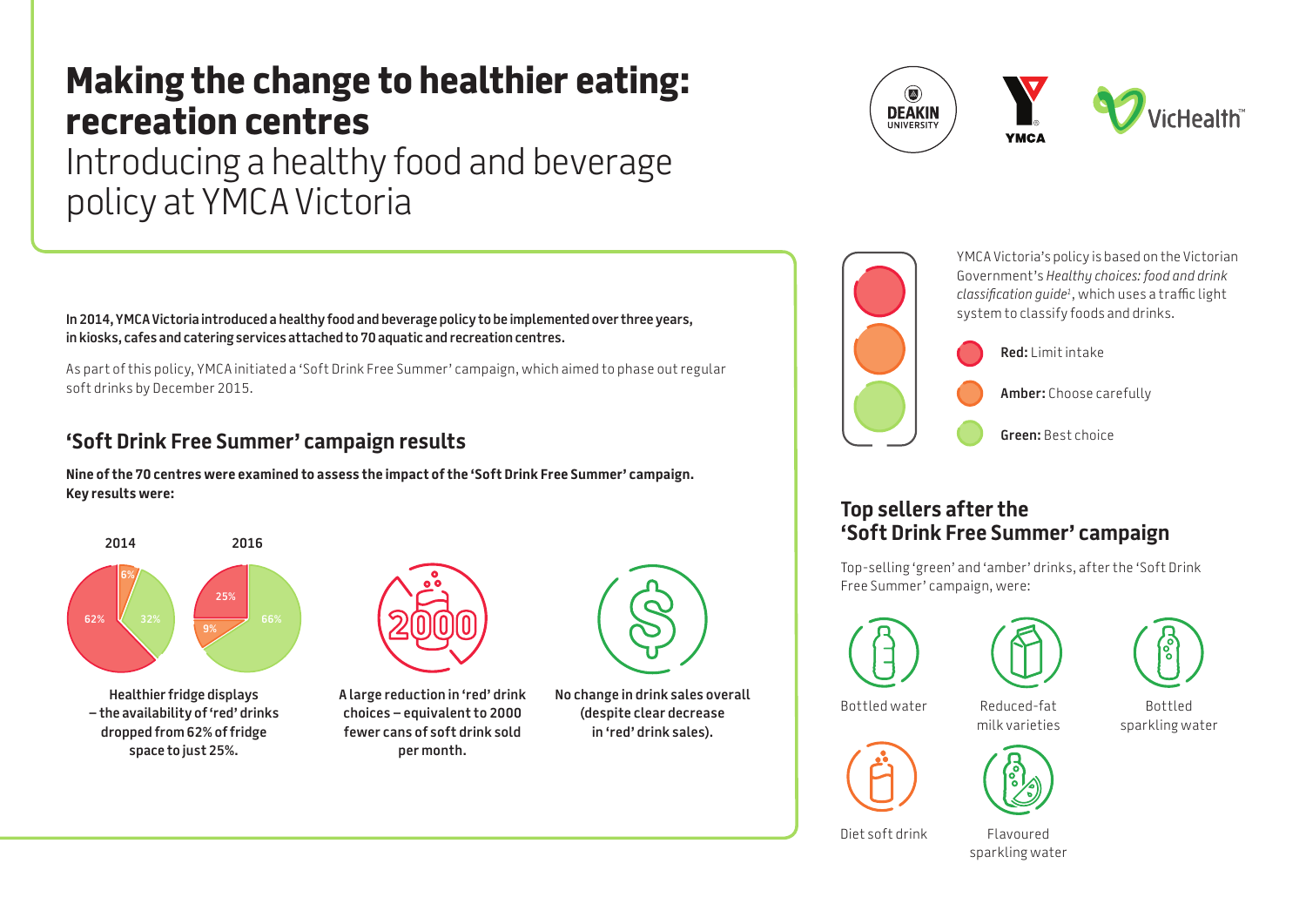# Making the change to healthier eating: recreation centres

## Introducing a healthy food and beverage policy at YMCA Victoria

DEAKIN UNIVERSITY | YMCA | VicHealth™

**In 2014, YMCA Victoria introduced a healthy food and beverage policy to be implemented over three years, in kiosks, cafes and catering services attached to 70 aquatic and recreation centres.**

As part of this policy, YMCA initiated a 'Soft Drink Free Summer' campaign, which aimed to phase out regular soft drinks by December 2015.

### 'Soft Drink Free Summer' campaign results

**Nine of the 70 centres were examined to assess the impact of the 'Soft Drink Free Summer' campaign. Key results were:**

| | Red | Amber | Green |
|---|---|---|---|
| 2014 | 62% | 6% | 32% |
| 2016 | 25% | 9% | 66% |

**Healthier fridge displays – the availability of 'red' drinks dropped from 62% of fridge space to just 25%.**

**A large reduction in 'red' drink choices – equivalent to 2000 fewer cans of soft drink sold per month.**

**No change in drink sales overall (despite clear decrease in 'red' drink sales).**

YMCA Victoria's policy is based on the Victorian Government's *Healthy choices: food and drink classification guide*[1], which uses a traffic light system to classify foods and drinks.

- **Red:** Limit intake
- **Amber:** Choose carefully
- **Green:** Best choice

### Top sellers after the 'Soft Drink Free Summer' campaign

Top-selling 'green' and 'amber' drinks, after the 'Soft Drink Free Summer' campaign, were:

- Bottled water
- Reduced-fat milk varieties
- Bottled sparkling water
- Diet soft drink
- Flavoured sparkling water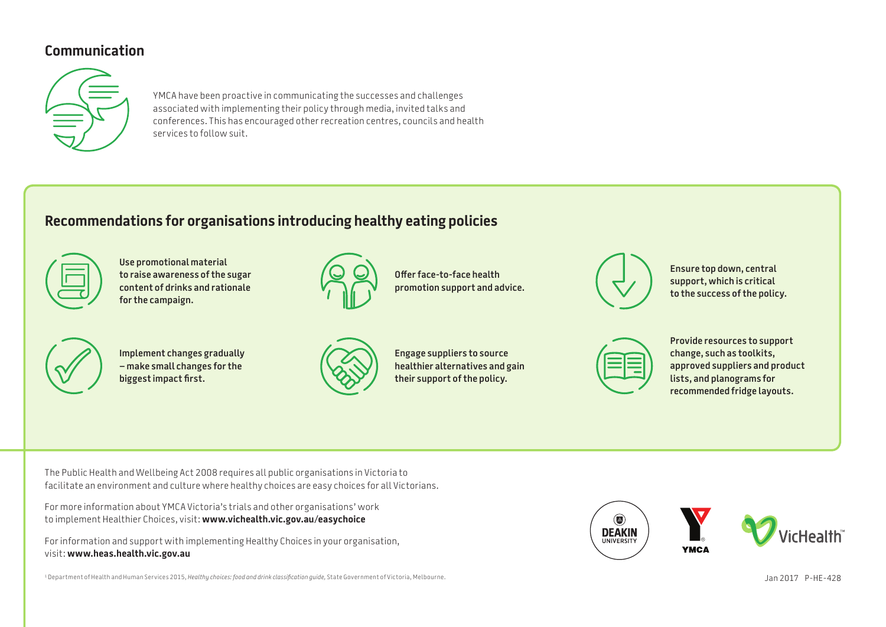## Communication

YMCA have been proactive in communicating the successes and challenges associated with implementing their policy through media, invited talks and conferences. This has encouraged other recreation centres, councils and health services to follow suit.

## Recommendations for organisations introducing healthy eating policies

- **Use promotional material to raise awareness of the sugar content of drinks and rationale for the campaign.**
- **Offer face-to-face health promotion support and advice.**
- **Ensure top down, central support, which is critical to the success of the policy.**
- **Implement changes gradually – make small changes for the biggest impact first.**
- **Engage suppliers to source healthier alternatives and gain their support of the policy.**
- **Provide resources to support change, such as toolkits, approved suppliers and product lists, and planograms for recommended fridge layouts.**

The Public Health and Wellbeing Act 2008 requires all public organisations in Victoria to facilitate an environment and culture where healthy choices are easy choices for all Victorians.

For more information about YMCA Victoria's trials and other organisations' work to implement Healthier Choices, visit: **www.vichealth.vic.gov.au/easychoice**

For information and support with implementing Healthy Choices in your organisation, visit: **www.heas.health.vic.gov.au**

[1] Department of Health and Human Services 2015, *Healthy choices: food and drink classification guide*, State Government of Victoria, Melbourne.

Jan 2017 P-HE-428